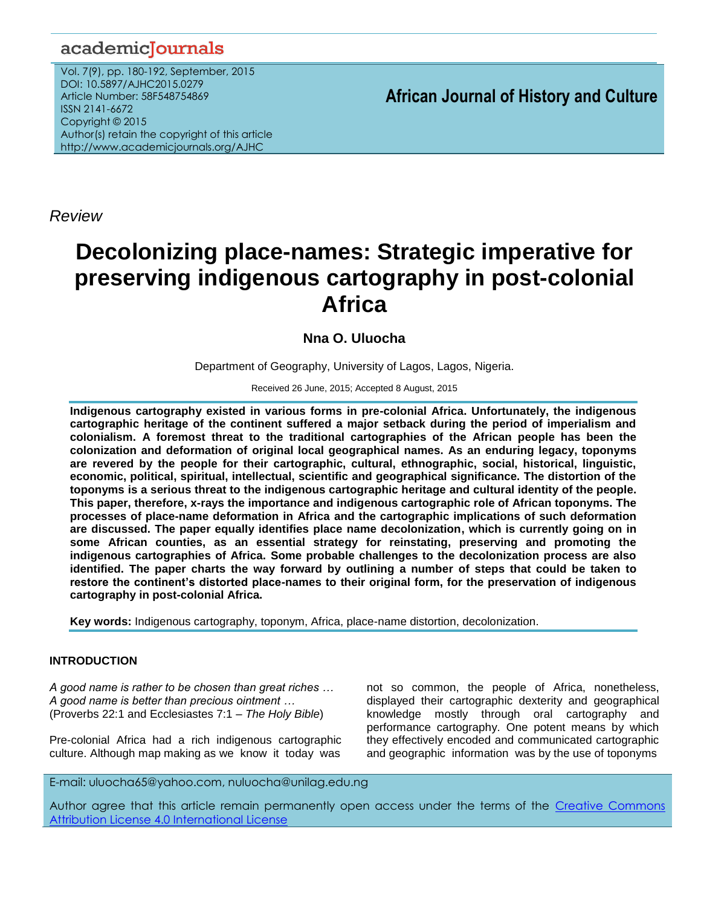*Review*

# Decolonizing place-names: Strategic imperative for preserving indigenous cartography in post-colonial Africa

**Nna O. Uluocha**

Department of Geography, University of Lagos, Lagos, Nigeria.

Received 26 June, 2015; Accepted 8 August, 2015

**Indigenous cartography existed in various forms in pre-colonial Africa. Unfortunately, the indigenous cartographic heritage of the continent suffered a major setback during the period of imperialism and colonialism. A foremost threat to the traditional cartographies of the African people has been the colonization and deformation of original local geographical names. As an enduring legacy, toponyms are revered by the people for their cartographic, cultural, ethnographic, social, historical, linguistic, economic, political, spiritual, intellectual, scientific and geographical significance. The distortion of the toponyms is a serious threat to the indigenous cartographic heritage and cultural identity of the people. This paper, therefore, x-rays the importance and indigenous cartographic role of African toponyms. The processes of place-name deformation in Africa and the cartographic implications of such deformation are discussed. The paper equally identifies place name decolonization, which is currently going on in some African counties, as an essential strategy for reinstating, preserving and promoting the indigenous cartographies of Africa. Some probable challenges to the decolonization process are also identified. The paper charts the way forward by outlining a number of steps that could be taken to restore the continent's distorted place-names to their original form, for the preservation of indigenous cartography in post-colonial Africa.**

**Key words:** Indigenous cartography, toponym, Africa, place-name distortion, decolonization.

## INTRODUCTION

*A good name is rather to be chosen than great riches …*
*A good name is better than precious ointment …*
(Proverbs 22:1 and Ecclesiastes 7:1 – *The Holy Bible*)

Pre-colonial Africa had a rich indigenous cartographic culture. Although map making as we know it today was not so common, the people of Africa, nonetheless, displayed their cartographic dexterity and geographical knowledge mostly through oral cartography and performance cartography. One potent means by which they effectively encoded and communicated cartographic and geographic information was by the use of toponyms

E-mail: uluocha65@yahoo.com, nuluocha@unilag.edu.ng

Author agree that this article remain permanently open access under the terms of the Creative Commons Attribution License 4.0 International License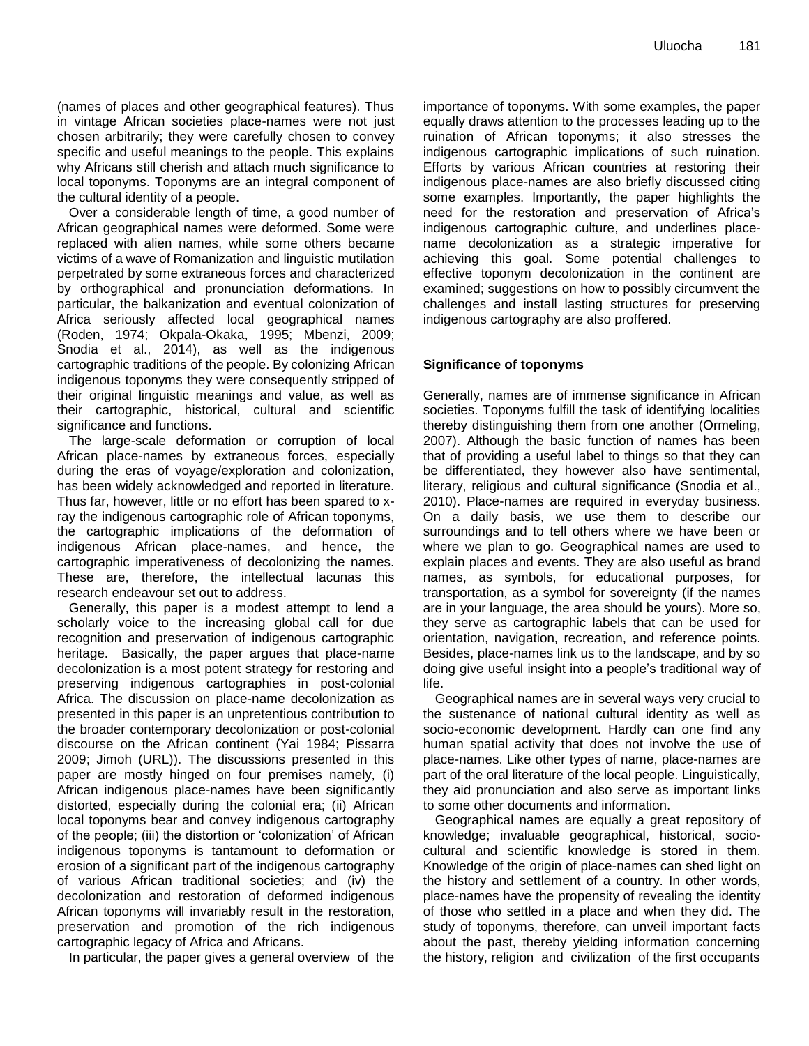(names of places and other geographical features). Thus in vintage African societies place-names were not just chosen arbitrarily; they were carefully chosen to convey specific and useful meanings to the people. This explains why Africans still cherish and attach much significance to local toponyms. Toponyms are an integral component of the cultural identity of a people.

Over a considerable length of time, a good number of African geographical names were deformed. Some were replaced with alien names, while some others became victims of a wave of Romanization and linguistic mutilation perpetrated by some extraneous forces and characterized by orthographical and pronunciation deformations. In particular, the balkanization and eventual colonization of Africa seriously affected local geographical names (Roden, 1974; Okpala-Okaka, 1995; Mbenzi, 2009; Snodia et al., 2014), as well as the indigenous cartographic traditions of the people. By colonizing African indigenous toponyms they were consequently stripped of their original linguistic meanings and value, as well as their cartographic, historical, cultural and scientific significance and functions.

The large-scale deformation or corruption of local African place-names by extraneous forces, especially during the eras of voyage/exploration and colonization, has been widely acknowledged and reported in literature. Thus far, however, little or no effort has been spared to x-ray the indigenous cartographic role of African toponyms, the cartographic implications of the deformation of indigenous African place-names, and hence, the cartographic imperativeness of decolonizing the names. These are, therefore, the intellectual lacunas this research endeavour set out to address.

Generally, this paper is a modest attempt to lend a scholarly voice to the increasing global call for due recognition and preservation of indigenous cartographic heritage. Basically, the paper argues that place-name decolonization is a most potent strategy for restoring and preserving indigenous cartographies in post-colonial Africa. The discussion on place-name decolonization as presented in this paper is an unpretentious contribution to the broader contemporary decolonization or post-colonial discourse on the African continent (Yai 1984; Pissarra 2009; Jimoh (URL)). The discussions presented in this paper are mostly hinged on four premises namely, (i) African indigenous place-names have been significantly distorted, especially during the colonial era; (ii) African local toponyms bear and convey indigenous cartography of the people; (iii) the distortion or 'colonization' of African indigenous toponyms is tantamount to deformation or erosion of a significant part of the indigenous cartography of various African traditional societies; and (iv) the decolonization and restoration of deformed indigenous African toponyms will invariably result in the restoration, preservation and promotion of the rich indigenous cartographic legacy of Africa and Africans.

In particular, the paper gives a general overview of the importance of toponyms. With some examples, the paper equally draws attention to the processes leading up to the ruination of African toponyms; it also stresses the indigenous cartographic implications of such ruination. Efforts by various African countries at restoring their indigenous place-names are also briefly discussed citing some examples. Importantly, the paper highlights the need for the restoration and preservation of Africa's indigenous cartographic culture, and underlines place-name decolonization as a strategic imperative for achieving this goal. Some potential challenges to effective toponym decolonization in the continent are examined; suggestions on how to possibly circumvent the challenges and install lasting structures for preserving indigenous cartography are also proffered.

## Significance of toponyms

Generally, names are of immense significance in African societies. Toponyms fulfill the task of identifying localities thereby distinguishing them from one another (Ormeling, 2007). Although the basic function of names has been that of providing a useful label to things so that they can be differentiated, they however also have sentimental, literary, religious and cultural significance (Snodia et al., 2010). Place-names are required in everyday business. On a daily basis, we use them to describe our surroundings and to tell others where we have been or where we plan to go. Geographical names are used to explain places and events. They are also useful as brand names, as symbols, for educational purposes, for transportation, as a symbol for sovereignty (if the names are in your language, the area should be yours). More so, they serve as cartographic labels that can be used for orientation, navigation, recreation, and reference points. Besides, place-names link us to the landscape, and by so doing give useful insight into a people's traditional way of life.

Geographical names are in several ways very crucial to the sustenance of national cultural identity as well as socio-economic development. Hardly can one find any human spatial activity that does not involve the use of place-names. Like other types of name, place-names are part of the oral literature of the local people. Linguistically, they aid pronunciation and also serve as important links to some other documents and information.

Geographical names are equally a great repository of knowledge; invaluable geographical, historical, socio-cultural and scientific knowledge is stored in them. Knowledge of the origin of place-names can shed light on the history and settlement of a country. In other words, place-names have the propensity of revealing the identity of those who settled in a place and when they did. The study of toponyms, therefore, can unveil important facts about the past, thereby yielding information concerning the history, religion and civilization of the first occupants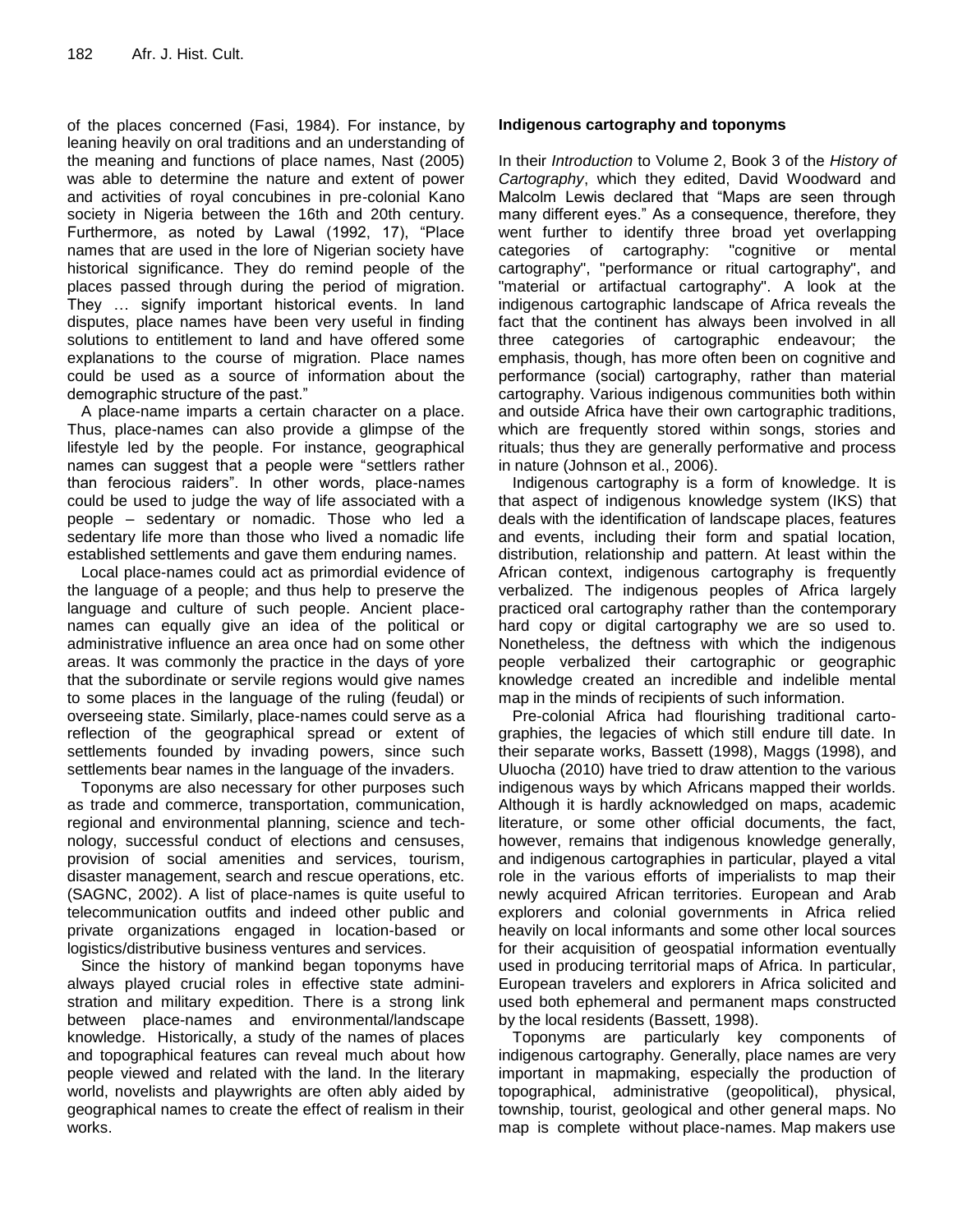of the places concerned (Fasi, 1984). For instance, by leaning heavily on oral traditions and an understanding of the meaning and functions of place names, Nast (2005) was able to determine the nature and extent of power and activities of royal concubines in pre-colonial Kano society in Nigeria between the 16th and 20th century. Furthermore, as noted by Lawal (1992, 17), "Place names that are used in the lore of Nigerian society have historical significance. They do remind people of the places passed through during the period of migration. They … signify important historical events. In land disputes, place names have been very useful in finding solutions to entitlement to land and have offered some explanations to the course of migration. Place names could be used as a source of information about the demographic structure of the past."

A place-name imparts a certain character on a place. Thus, place-names can also provide a glimpse of the lifestyle led by the people. For instance, geographical names can suggest that a people were "settlers rather than ferocious raiders". In other words, place-names could be used to judge the way of life associated with a people – sedentary or nomadic. Those who led a sedentary life more than those who lived a nomadic life established settlements and gave them enduring names.

Local place-names could act as primordial evidence of the language of a people; and thus help to preserve the language and culture of such people. Ancient place-names can equally give an idea of the political or administrative influence an area once had on some other areas. It was commonly the practice in the days of yore that the subordinate or servile regions would give names to some places in the language of the ruling (feudal) or overseeing state. Similarly, place-names could serve as a reflection of the geographical spread or extent of settlements founded by invading powers, since such settlements bear names in the language of the invaders.

Toponyms are also necessary for other purposes such as trade and commerce, transportation, communication, regional and environmental planning, science and technology, successful conduct of elections and censuses, provision of social amenities and services, tourism, disaster management, search and rescue operations, etc. (SAGNC, 2002). A list of place-names is quite useful to telecommunication outfits and indeed other public and private organizations engaged in location-based or logistics/distributive business ventures and services.

Since the history of mankind began toponyms have always played crucial roles in effective state administration and military expedition. There is a strong link between place-names and environmental/landscape knowledge. Historically, a study of the names of places and topographical features can reveal much about how people viewed and related with the land. In the literary world, novelists and playwrights are often ably aided by geographical names to create the effect of realism in their works.

## Indigenous cartography and toponyms

In their *Introduction* to Volume 2, Book 3 of the *History of Cartography*, which they edited, David Woodward and Malcolm Lewis declared that "Maps are seen through many different eyes." As a consequence, therefore, they went further to identify three broad yet overlapping categories of cartography: "cognitive or mental cartography", "performance or ritual cartography", and "material or artifactual cartography". A look at the indigenous cartographic landscape of Africa reveals the fact that the continent has always been involved in all three categories of cartographic endeavour; the emphasis, though, has more often been on cognitive and performance (social) cartography, rather than material cartography. Various indigenous communities both within and outside Africa have their own cartographic traditions, which are frequently stored within songs, stories and rituals; thus they are generally performative and process in nature (Johnson et al., 2006).

Indigenous cartography is a form of knowledge. It is that aspect of indigenous knowledge system (IKS) that deals with the identification of landscape places, features and events, including their form and spatial location, distribution, relationship and pattern. At least within the African context, indigenous cartography is frequently verbalized. The indigenous peoples of Africa largely practiced oral cartography rather than the contemporary hard copy or digital cartography we are so used to. Nonetheless, the deftness with which the indigenous people verbalized their cartographic or geographic knowledge created an incredible and indelible mental map in the minds of recipients of such information.

Pre-colonial Africa had flourishing traditional cartographies, the legacies of which still endure till date. In their separate works, Bassett (1998), Maggs (1998), and Uluocha (2010) have tried to draw attention to the various indigenous ways by which Africans mapped their worlds. Although it is hardly acknowledged on maps, academic literature, or some other official documents, the fact, however, remains that indigenous knowledge generally, and indigenous cartographies in particular, played a vital role in the various efforts of imperialists to map their newly acquired African territories. European and Arab explorers and colonial governments in Africa relied heavily on local informants and some other local sources for their acquisition of geospatial information eventually used in producing territorial maps of Africa. In particular, European travelers and explorers in Africa solicited and used both ephemeral and permanent maps constructed by the local residents (Bassett, 1998).

Toponyms are particularly key components of indigenous cartography. Generally, place names are very important in mapmaking, especially the production of topographical, administrative (geopolitical), physical, township, tourist, geological and other general maps. No map is complete without place-names. Map makers use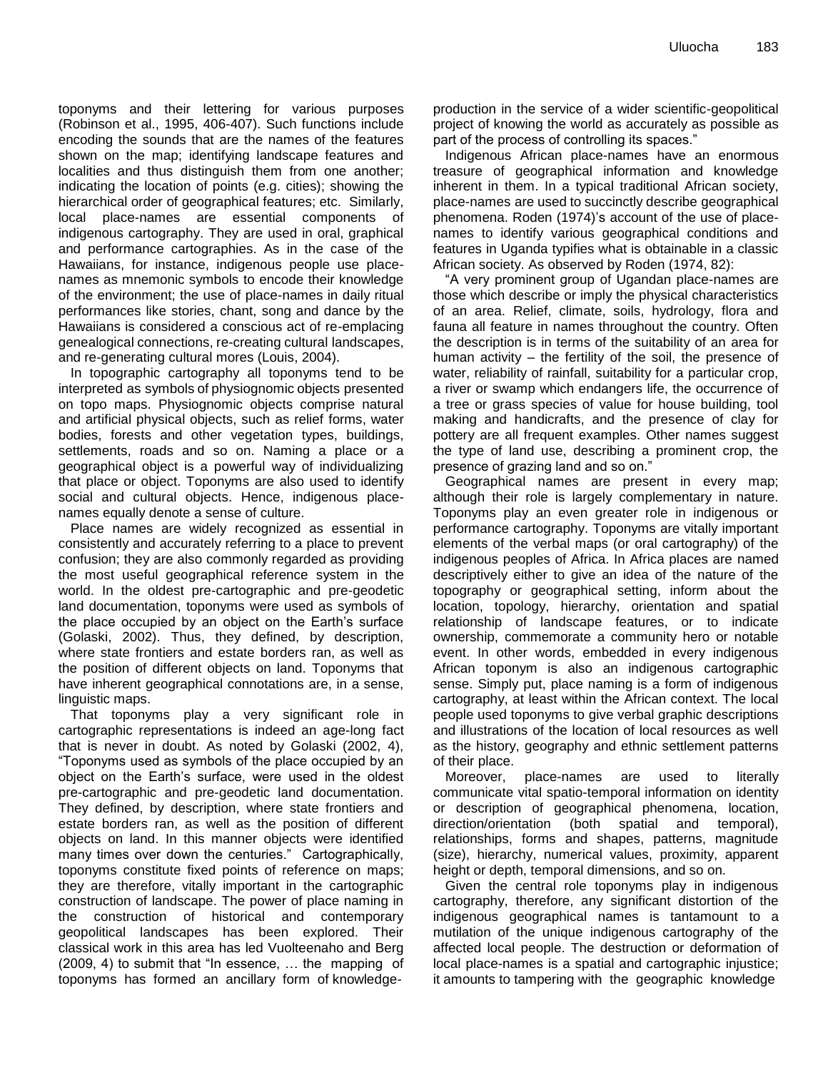toponyms and their lettering for various purposes (Robinson et al., 1995, 406-407). Such functions include encoding the sounds that are the names of the features shown on the map; identifying landscape features and localities and thus distinguish them from one another; indicating the location of points (e.g. cities); showing the hierarchical order of geographical features; etc. Similarly, local place-names are essential components of indigenous cartography. They are used in oral, graphical and performance cartographies. As in the case of the Hawaiians, for instance, indigenous people use place-names as mnemonic symbols to encode their knowledge of the environment; the use of place-names in daily ritual performances like stories, chant, song and dance by the Hawaiians is considered a conscious act of re-emplacing genealogical connections, re-creating cultural landscapes, and re-generating cultural mores (Louis, 2004).

In topographic cartography all toponyms tend to be interpreted as symbols of physiognomic objects presented on topo maps. Physiognomic objects comprise natural and artificial physical objects, such as relief forms, water bodies, forests and other vegetation types, buildings, settlements, roads and so on. Naming a place or a geographical object is a powerful way of individualizing that place or object. Toponyms are also used to identify social and cultural objects. Hence, indigenous place-names equally denote a sense of culture.

Place names are widely recognized as essential in consistently and accurately referring to a place to prevent confusion; they are also commonly regarded as providing the most useful geographical reference system in the world. In the oldest pre-cartographic and pre-geodetic land documentation, toponyms were used as symbols of the place occupied by an object on the Earth's surface (Golaski, 2002). Thus, they defined, by description, where state frontiers and estate borders ran, as well as the position of different objects on land. Toponyms that have inherent geographical connotations are, in a sense, linguistic maps.

That toponyms play a very significant role in cartographic representations is indeed an age-long fact that is never in doubt. As noted by Golaski (2002, 4), "Toponyms used as symbols of the place occupied by an object on the Earth's surface, were used in the oldest pre-cartographic and pre-geodetic land documentation. They defined, by description, where state frontiers and estate borders ran, as well as the position of different objects on land. In this manner objects were identified many times over down the centuries." Cartographically, toponyms constitute fixed points of reference on maps; they are therefore, vitally important in the cartographic construction of landscape. The power of place naming in the construction of historical and contemporary geopolitical landscapes has been explored. Their classical work in this area has led Vuolteenaho and Berg (2009, 4) to submit that "In essence, … the mapping of toponyms has formed an ancillary form of knowledge-production in the service of a wider scientific-geopolitical project of knowing the world as accurately as possible as part of the process of controlling its spaces."

Indigenous African place-names have an enormous treasure of geographical information and knowledge inherent in them. In a typical traditional African society, place-names are used to succinctly describe geographical phenomena. Roden (1974)'s account of the use of place-names to identify various geographical conditions and features in Uganda typifies what is obtainable in a classic African society. As observed by Roden (1974, 82):

"A very prominent group of Ugandan place-names are those which describe or imply the physical characteristics of an area. Relief, climate, soils, hydrology, flora and fauna all feature in names throughout the country. Often the description is in terms of the suitability of an area for human activity – the fertility of the soil, the presence of water, reliability of rainfall, suitability for a particular crop, a river or swamp which endangers life, the occurrence of a tree or grass species of value for house building, tool making and handicrafts, and the presence of clay for pottery are all frequent examples. Other names suggest the type of land use, describing a prominent crop, the presence of grazing land and so on."

Geographical names are present in every map; although their role is largely complementary in nature. Toponyms play an even greater role in indigenous or performance cartography. Toponyms are vitally important elements of the verbal maps (or oral cartography) of the indigenous peoples of Africa. In Africa places are named descriptively either to give an idea of the nature of the topography or geographical setting, inform about the location, topology, hierarchy, orientation and spatial relationship of landscape features, or to indicate ownership, commemorate a community hero or notable event. In other words, embedded in every indigenous African toponym is also an indigenous cartographic sense. Simply put, place naming is a form of indigenous cartography, at least within the African context. The local people used toponyms to give verbal graphic descriptions and illustrations of the location of local resources as well as the history, geography and ethnic settlement patterns of their place.

Moreover, place-names are used to literally communicate vital spatio-temporal information on identity or description of geographical phenomena, location, direction/orientation (both spatial and temporal), relationships, forms and shapes, patterns, magnitude (size), hierarchy, numerical values, proximity, apparent height or depth, temporal dimensions, and so on.

Given the central role toponyms play in indigenous cartography, therefore, any significant distortion of the indigenous geographical names is tantamount to a mutilation of the unique indigenous cartography of the affected local people. The destruction or deformation of local place-names is a spatial and cartographic injustice; it amounts to tampering with the geographic knowledge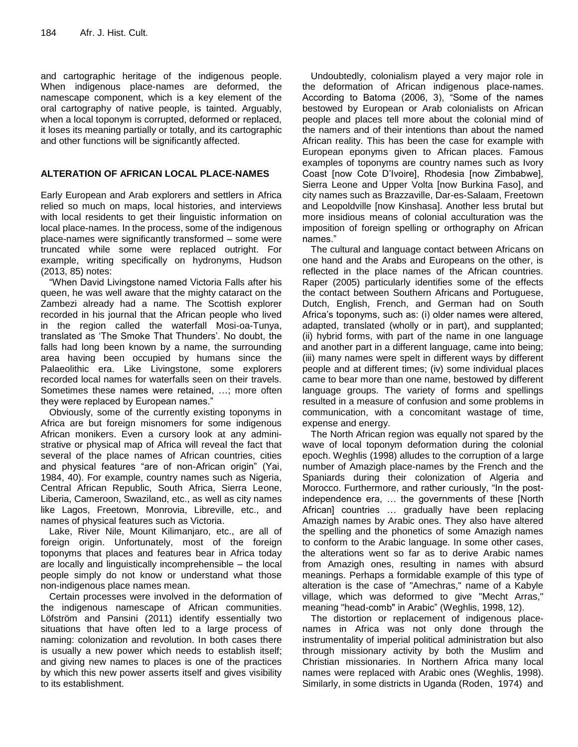and cartographic heritage of the indigenous people. When indigenous place-names are deformed, the namescape component, which is a key element of the oral cartography of native people, is tainted. Arguably, when a local toponym is corrupted, deformed or replaced, it loses its meaning partially or totally, and its cartographic and other functions will be significantly affected.

## ALTERATION OF AFRICAN LOCAL PLACE-NAMES

Early European and Arab explorers and settlers in Africa relied so much on maps, local histories, and interviews with local residents to get their linguistic information on local place-names. In the process, some of the indigenous place-names were significantly transformed – some were truncated while some were replaced outright. For example, writing specifically on hydronyms, Hudson (2013, 85) notes:

"When David Livingstone named Victoria Falls after his queen, he was well aware that the mighty cataract on the Zambezi already had a name. The Scottish explorer recorded in his journal that the African people who lived in the region called the waterfall Mosi-oa-Tunya, translated as 'The Smoke That Thunders'. No doubt, the falls had long been known by a name, the surrounding area having been occupied by humans since the Palaeolithic era. Like Livingstone, some explorers recorded local names for waterfalls seen on their travels. Sometimes these names were retained, …; more often they were replaced by European names."

Obviously, some of the currently existing toponyms in Africa are but foreign misnomers for some indigenous African monikers. Even a cursory look at any administrative or physical map of Africa will reveal the fact that several of the place names of African countries, cities and physical features "are of non-African origin" (Yai, 1984, 40). For example, country names such as Nigeria, Central African Republic, South Africa, Sierra Leone, Liberia, Cameroon, Swaziland, etc., as well as city names like Lagos, Freetown, Monrovia, Libreville, etc., and names of physical features such as Victoria.

Lake, River Nile, Mount Kilimanjaro, etc., are all of foreign origin. Unfortunately, most of the foreign toponyms that places and features bear in Africa today are locally and linguistically incomprehensible – the local people simply do not know or understand what those non-indigenous place names mean.

Certain processes were involved in the deformation of the indigenous namescape of African communities. Löfström and Pansini (2011) identify essentially two situations that have often led to a large process of naming: colonization and revolution. In both cases there is usually a new power which needs to establish itself; and giving new names to places is one of the practices by which this new power asserts itself and gives visibility to its establishment.

Undoubtedly, colonialism played a very major role in the deformation of African indigenous place-names. According to Batoma (2006, 3), "Some of the names bestowed by European or Arab colonialists on African people and places tell more about the colonial mind of the namers and of their intentions than about the named African reality. This has been the case for example with European eponyms given to African places. Famous examples of toponyms are country names such as Ivory Coast [now Cote D'Ivoire], Rhodesia [now Zimbabwe], Sierra Leone and Upper Volta [now Burkina Faso], and city names such as Brazzaville, Dar-es-Salaam, Freetown and Leopoldville [now Kinshasa]. Another less brutal but more insidious means of colonial acculturation was the imposition of foreign spelling or orthography on African names."

The cultural and language contact between Africans on one hand and the Arabs and Europeans on the other, is reflected in the place names of the African countries. Raper (2005) particularly identifies some of the effects the contact between Southern Africans and Portuguese, Dutch, English, French, and German had on South Africa's toponyms, such as: (i) older names were altered, adapted, translated (wholly or in part), and supplanted; (ii) hybrid forms, with part of the name in one language and another part in a different language, came into being; (iii) many names were spelt in different ways by different people and at different times; (iv) some individual places came to bear more than one name, bestowed by different language groups. The variety of forms and spellings resulted in a measure of confusion and some problems in communication, with a concomitant wastage of time, expense and energy.

The North African region was equally not spared by the wave of local toponym deformation during the colonial epoch. Weghlis (1998) alludes to the corruption of a large number of Amazigh place-names by the French and the Spaniards during their colonization of Algeria and Morocco. Furthermore, and rather curiously, "In the post-independence era, … the governments of these [North African] countries … gradually have been replacing Amazigh names by Arabic ones. They also have altered the spelling and the phonetics of some Amazigh names to conform to the Arabic language. In some other cases, the alterations went so far as to derive Arabic names from Amazigh ones, resulting in names with absurd meanings. Perhaps a formidable example of this type of alteration is the case of "Amechras," name of a Kabyle village, which was deformed to give "Mecht Arras," meaning "head-comb" in Arabic" (Weghlis, 1998, 12).

The distortion or replacement of indigenous place-names in Africa was not only done through the instrumentality of imperial political administration but also through missionary activity by both the Muslim and Christian missionaries. In Northern Africa many local names were replaced with Arabic ones (Weghlis, 1998). Similarly, in some districts in Uganda (Roden, 1974) and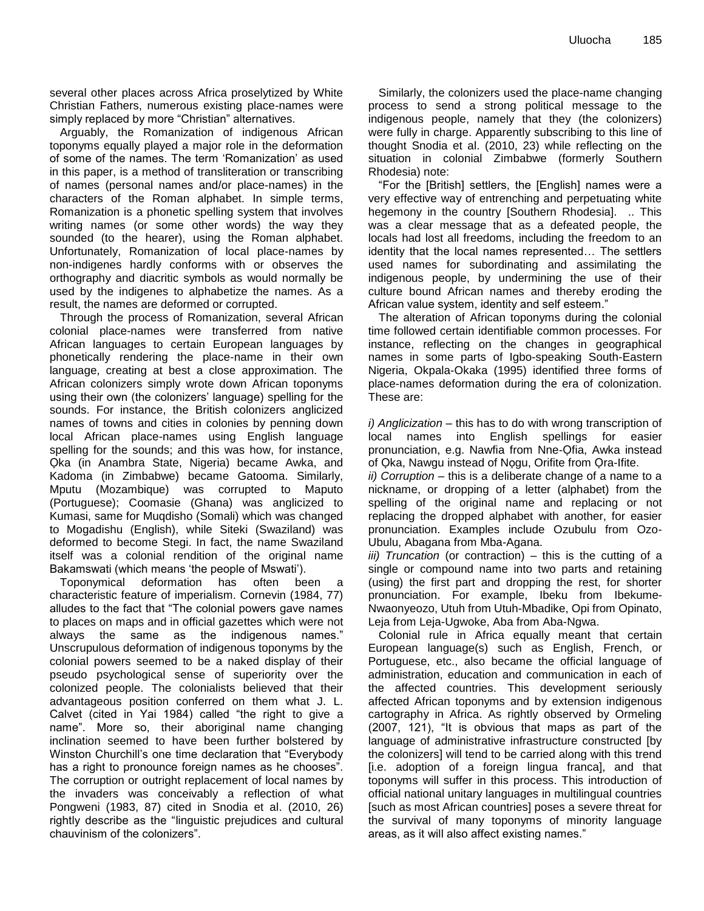several other places across Africa proselytized by White Christian Fathers, numerous existing place-names were simply replaced by more "Christian" alternatives.

Arguably, the Romanization of indigenous African toponyms equally played a major role in the deformation of some of the names. The term 'Romanization' as used in this paper, is a method of transliteration or transcribing of names (personal names and/or place-names) in the characters of the Roman alphabet. In simple terms, Romanization is a phonetic spelling system that involves writing names (or some other words) the way they sounded (to the hearer), using the Roman alphabet. Unfortunately, Romanization of local place-names by non-indigenes hardly conforms with or observes the orthography and diacritic symbols as would normally be used by the indigenes to alphabetize the names. As a result, the names are deformed or corrupted.

Through the process of Romanization, several African colonial place-names were transferred from native African languages to certain European languages by phonetically rendering the place-name in their own language, creating at best a close approximation. The African colonizers simply wrote down African toponyms using their own (the colonizers' language) spelling for the sounds. For instance, the British colonizers anglicized names of towns and cities in colonies by penning down local African place-names using English language spelling for the sounds; and this was how, for instance, Ọka (in Anambra State, Nigeria) became Awka, and Kadoma (in Zimbabwe) became Gatooma. Similarly, Mputu (Mozambique) was corrupted to Maputo (Portuguese); Coomasie (Ghana) was anglicized to Kumasi, same for Muqdisho (Somali) which was changed to Mogadishu (English), while Siteki (Swaziland) was deformed to become Stegi. In fact, the name Swaziland itself was a colonial rendition of the original name Bakamswati (which means 'the people of Mswati').

Toponymical deformation has often been a characteristic feature of imperialism. Cornevin (1984, 77) alludes to the fact that "The colonial powers gave names to places on maps and in official gazettes which were not always the same as the indigenous names." Unscrupulous deformation of indigenous toponyms by the colonial powers seemed to be a naked display of their pseudo psychological sense of superiority over the colonized people. The colonialists believed that their advantageous position conferred on them what J. L. Calvet (cited in Yai 1984) called "the right to give a name". More so, their aboriginal name changing inclination seemed to have been further bolstered by Winston Churchill's one time declaration that "Everybody has a right to pronounce foreign names as he chooses". The corruption or outright replacement of local names by the invaders was conceivably a reflection of what Pongweni (1983, 87) cited in Snodia et al. (2010, 26) rightly describe as the "linguistic prejudices and cultural chauvinism of the colonizers".

Similarly, the colonizers used the place-name changing process to send a strong political message to the indigenous people, namely that they (the colonizers) were fully in charge. Apparently subscribing to this line of thought Snodia et al. (2010, 23) while reflecting on the situation in colonial Zimbabwe (formerly Southern Rhodesia) note:

"For the [British] settlers, the [English] names were a very effective way of entrenching and perpetuating white hegemony in the country [Southern Rhodesia]. .. This was a clear message that as a defeated people, the locals had lost all freedoms, including the freedom to an identity that the local names represented… The settlers used names for subordinating and assimilating the indigenous people, by undermining the use of their culture bound African names and thereby eroding the African value system, identity and self esteem."

The alteration of African toponyms during the colonial time followed certain identifiable common processes. For instance, reflecting on the changes in geographical names in some parts of Igbo-speaking South-Eastern Nigeria, Okpala-Okaka (1995) identified three forms of place-names deformation during the era of colonization. These are:

*i) Anglicization* – this has to do with wrong transcription of local names into English spellings for easier pronunciation, e.g. Nawfia from Nne-Ọfia, Awka instead of Ọka, Nawgu instead of Nọgu, Orifite from Ọra-Ifite.

*ii) Corruption* – this is a deliberate change of a name to a nickname, or dropping of a letter (alphabet) from the spelling of the original name and replacing or not replacing the dropped alphabet with another, for easier pronunciation. Examples include Ozubulu from Ozo-Ubulu, Abagana from Mba-Agana.

*iii) Truncation* (or contraction) – this is the cutting of a single or compound name into two parts and retaining (using) the first part and dropping the rest, for shorter pronunciation. For example, Ibeku from Ibekume-Nwaonyeozo, Utuh from Utuh-Mbadike, Opi from Opinato, Leja from Leja-Ugwoke, Aba from Aba-Ngwa.

Colonial rule in Africa equally meant that certain European language(s) such as English, French, or Portuguese, etc., also became the official language of administration, education and communication in each of the affected countries. This development seriously affected African toponyms and by extension indigenous cartography in Africa. As rightly observed by Ormeling (2007, 121), "It is obvious that maps as part of the language of administrative infrastructure constructed [by the colonizers] will tend to be carried along with this trend [i.e. adoption of a foreign lingua franca], and that toponyms will suffer in this process. This introduction of official national unitary languages in multilingual countries [such as most African countries] poses a severe threat for the survival of many toponyms of minority language areas, as it will also affect existing names."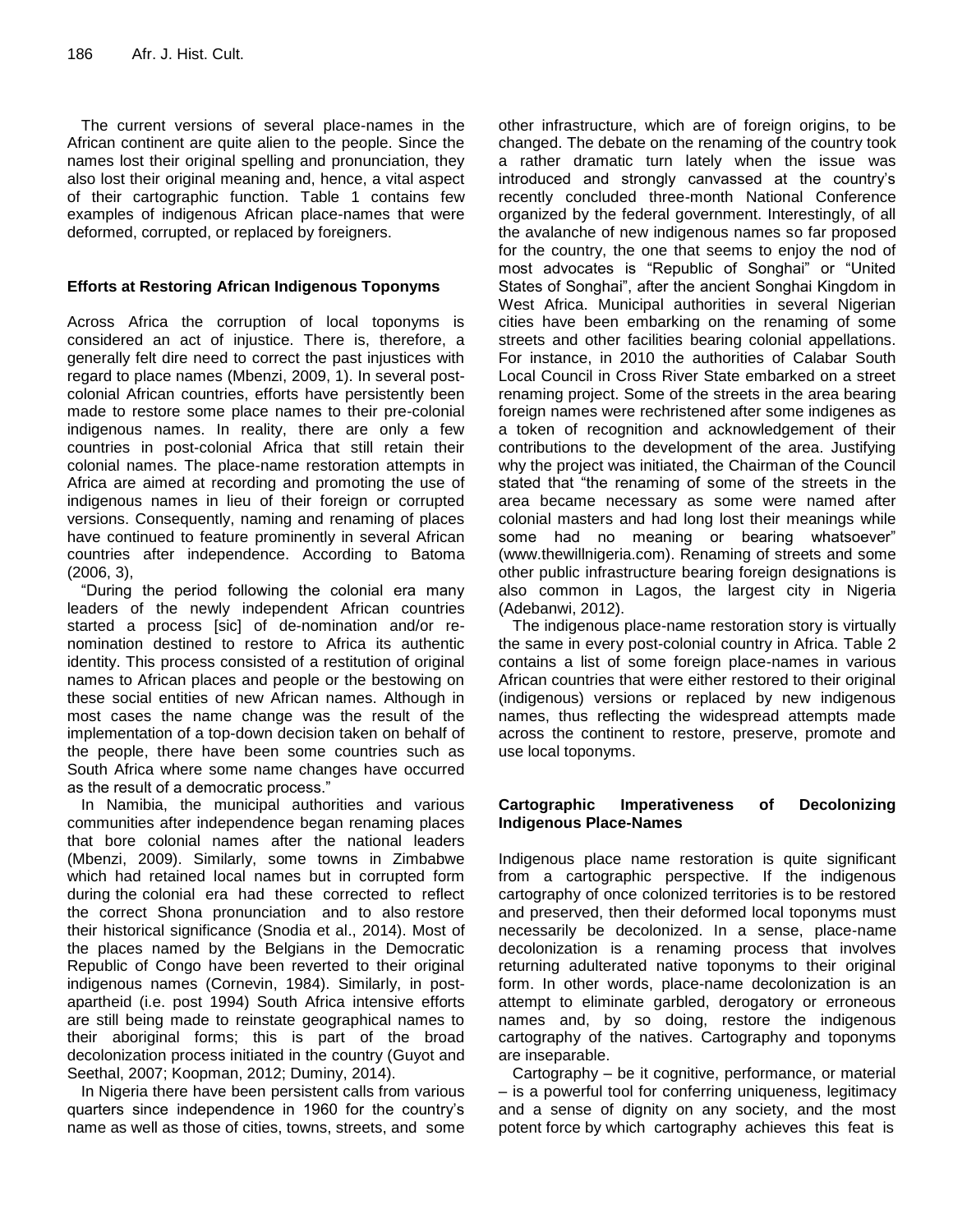The current versions of several place-names in the African continent are quite alien to the people. Since the names lost their original spelling and pronunciation, they also lost their original meaning and, hence, a vital aspect of their cartographic function. Table 1 contains few examples of indigenous African place-names that were deformed, corrupted, or replaced by foreigners.

## Efforts at Restoring African Indigenous Toponyms

Across Africa the corruption of local toponyms is considered an act of injustice. There is, therefore, a generally felt dire need to correct the past injustices with regard to place names (Mbenzi, 2009, 1). In several post-colonial African countries, efforts have persistently been made to restore some place names to their pre-colonial indigenous names. In reality, there are only a few countries in post-colonial Africa that still retain their colonial names. The place-name restoration attempts in Africa are aimed at recording and promoting the use of indigenous names in lieu of their foreign or corrupted versions. Consequently, naming and renaming of places have continued to feature prominently in several African countries after independence. According to Batoma (2006, 3),

"During the period following the colonial era many leaders of the newly independent African countries started a process [sic] of de-nomination and/or re-nomination destined to restore to Africa its authentic identity. This process consisted of a restitution of original names to African places and people or the bestowing on these social entities of new African names. Although in most cases the name change was the result of the implementation of a top-down decision taken on behalf of the people, there have been some countries such as South Africa where some name changes have occurred as the result of a democratic process."

In Namibia, the municipal authorities and various communities after independence began renaming places that bore colonial names after the national leaders (Mbenzi, 2009). Similarly, some towns in Zimbabwe which had retained local names but in corrupted form during the colonial era had these corrected to reflect the correct Shona pronunciation and to also restore their historical significance (Snodia et al., 2014). Most of the places named by the Belgians in the Democratic Republic of Congo have been reverted to their original indigenous names (Cornevin, 1984). Similarly, in post-apartheid (i.e. post 1994) South Africa intensive efforts are still being made to reinstate geographical names to their aboriginal forms; this is part of the broad decolonization process initiated in the country (Guyot and Seethal, 2007; Koopman, 2012; Duminy, 2014).

In Nigeria there have been persistent calls from various quarters since independence in 1960 for the country's name as well as those of cities, towns, streets, and some other infrastructure, which are of foreign origins, to be changed. The debate on the renaming of the country took a rather dramatic turn lately when the issue was introduced and strongly canvassed at the country's recently concluded three-month National Conference organized by the federal government. Interestingly, of all the avalanche of new indigenous names so far proposed for the country, the one that seems to enjoy the nod of most advocates is "Republic of Songhai" or "United States of Songhai", after the ancient Songhai Kingdom in West Africa. Municipal authorities in several Nigerian cities have been embarking on the renaming of some streets and other facilities bearing colonial appellations. For instance, in 2010 the authorities of Calabar South Local Council in Cross River State embarked on a street renaming project. Some of the streets in the area bearing foreign names were rechristened after some indigenes as a token of recognition and acknowledgement of their contributions to the development of the area. Justifying why the project was initiated, the Chairman of the Council stated that "the renaming of some of the streets in the area became necessary as some were named after colonial masters and had long lost their meanings while some had no meaning or bearing whatsoever" (www.thewillnigeria.com). Renaming of streets and some other public infrastructure bearing foreign designations is also common in Lagos, the largest city in Nigeria (Adebanwi, 2012).

The indigenous place-name restoration story is virtually the same in every post-colonial country in Africa. Table 2 contains a list of some foreign place-names in various African countries that were either restored to their original (indigenous) versions or replaced by new indigenous names, thus reflecting the widespread attempts made across the continent to restore, preserve, promote and use local toponyms.

## Cartographic Imperativeness of Decolonizing Indigenous Place-Names

Indigenous place name restoration is quite significant from a cartographic perspective. If the indigenous cartography of once colonized territories is to be restored and preserved, then their deformed local toponyms must necessarily be decolonized. In a sense, place-name decolonization is a renaming process that involves returning adulterated native toponyms to their original form. In other words, place-name decolonization is an attempt to eliminate garbled, derogatory or erroneous names and, by so doing, restore the indigenous cartography of the natives. Cartography and toponyms are inseparable.

Cartography – be it cognitive, performance, or material – is a powerful tool for conferring uniqueness, legitimacy and a sense of dignity on any society, and the most potent force by which cartography achieves this feat is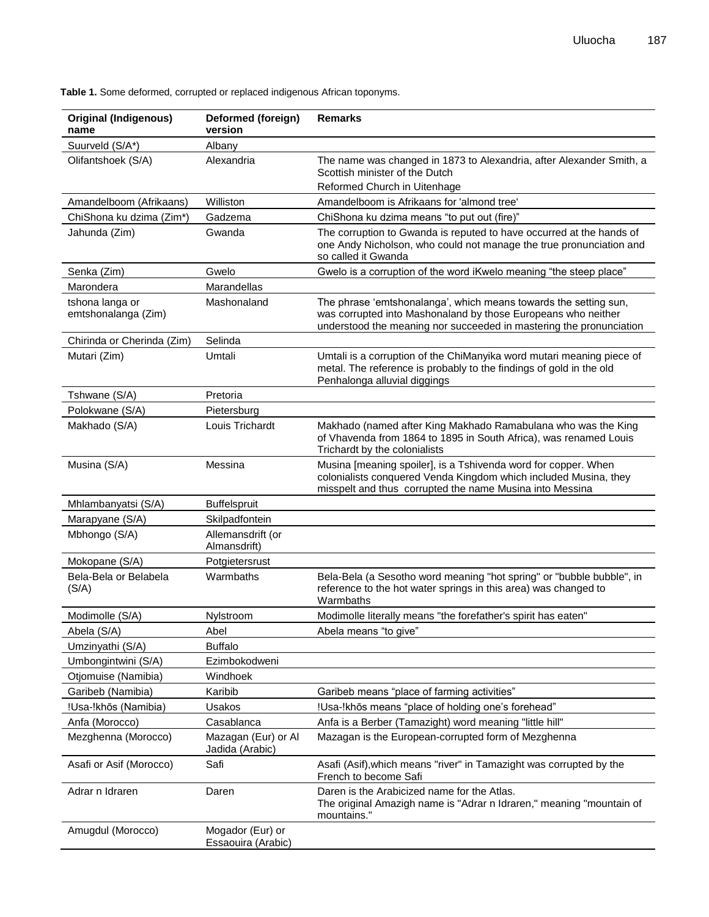**Table 1.** Some deformed, corrupted or replaced indigenous African toponyms.

| Original (Indigenous) name | Deformed (foreign) version | Remarks |
|---|---|---|
| Suurveld (S/A*) | Albany | |
| Olifantshoek (S/A) | Alexandria | The name was changed in 1873 to Alexandria, after Alexander Smith, a Scottish minister of the Dutch Reformed Church in Uitenhage |
| Amandelboom (Afrikaans) | Williston | Amandelboom is Afrikaans for 'almond tree' |
| ChiShona ku dzima (Zim*) | Gadzema | ChiShona ku dzima means "to put out (fire)" |
| Jahunda (Zim) | Gwanda | The corruption to Gwanda is reputed to have occurred at the hands of one Andy Nicholson, who could not manage the true pronunciation and so called it Gwanda |
| Senka (Zim) | Gwelo | Gwelo is a corruption of the word iKwelo meaning "the steep place" |
| Marondera | Marandellas | |
| tshona langa or emtshonalanga (Zim) | Mashonaland | The phrase 'emtshonalanga', which means towards the setting sun, was corrupted into Mashonaland by those Europeans who neither understood the meaning nor succeeded in mastering the pronunciation |
| Chirinda or Cherinda (Zim) | Selinda | |
| Mutari (Zim) | Umtali | Umtali is a corruption of the ChiManyika word mutari meaning piece of metal. The reference is probably to the findings of gold in the old Penhalonga alluvial diggings |
| Tshwane (S/A) | Pretoria | |
| Polokwane (S/A) | Pietersburg | |
| Makhado (S/A) | Louis Trichardt | Makhado (named after King Makhado Ramabulana who was the King of Vhavenda from 1864 to 1895 in South Africa), was renamed Louis Trichardt by the colonialists |
| Musina (S/A) | Messina | Musina [meaning spoiler], is a Tshivenda word for copper. When colonialists conquered Venda Kingdom which included Musina, they misspelt and thus corrupted the name Musina into Messina |
| Mhlambanyatsi (S/A) | Buffelspruit | |
| Marapyane (S/A) | Skilpadfontein | |
| Mbhongo (S/A) | Allemansdrift (or Almansdrift) | |
| Mokopane (S/A) | Potgietersrust | |
| Bela-Bela or Belabela (S/A) | Warmbaths | Bela-Bela (a Sesotho word meaning "hot spring" or "bubble bubble", in reference to the hot water springs in this area) was changed to Warmbaths |
| Modimolle (S/A) | Nylstroom | Modimolle literally means "the forefather's spirit has eaten" |
| Abela (S/A) | Abel | Abela means "to give" |
| Umzinyathi (S/A) | Buffalo | |
| Umbongintwini (S/A) | Ezimbokodweni | |
| Otjomuise (Namibia) | Windhoek | |
| Garibeb (Namibia) | Karibib | Garibeb means "place of farming activities" |
| !Usa-!khōs (Namibia) | Usakos | !Usa-!khōs means "place of holding one's forehead" |
| Anfa (Morocco) | Casablanca | Anfa is a Berber (Tamazight) word meaning "little hill" |
| Mezghenna (Morocco) | Mazagan (Eur) or Al Jadida (Arabic) | Mazagan is the European-corrupted form of Mezghenna |
| Asafi or Asif (Morocco) | Safi | Asafi (Asif),which means "river" in Tamazight was corrupted by the French to become Safi |
| Adrar n Idraren | Daren | Daren is the Arabicized name for the Atlas. The original Amazigh name is "Adrar n Idraren," meaning "mountain of mountains." |
| Amugdul (Morocco) | Mogador (Eur) or Essaouira (Arabic) | |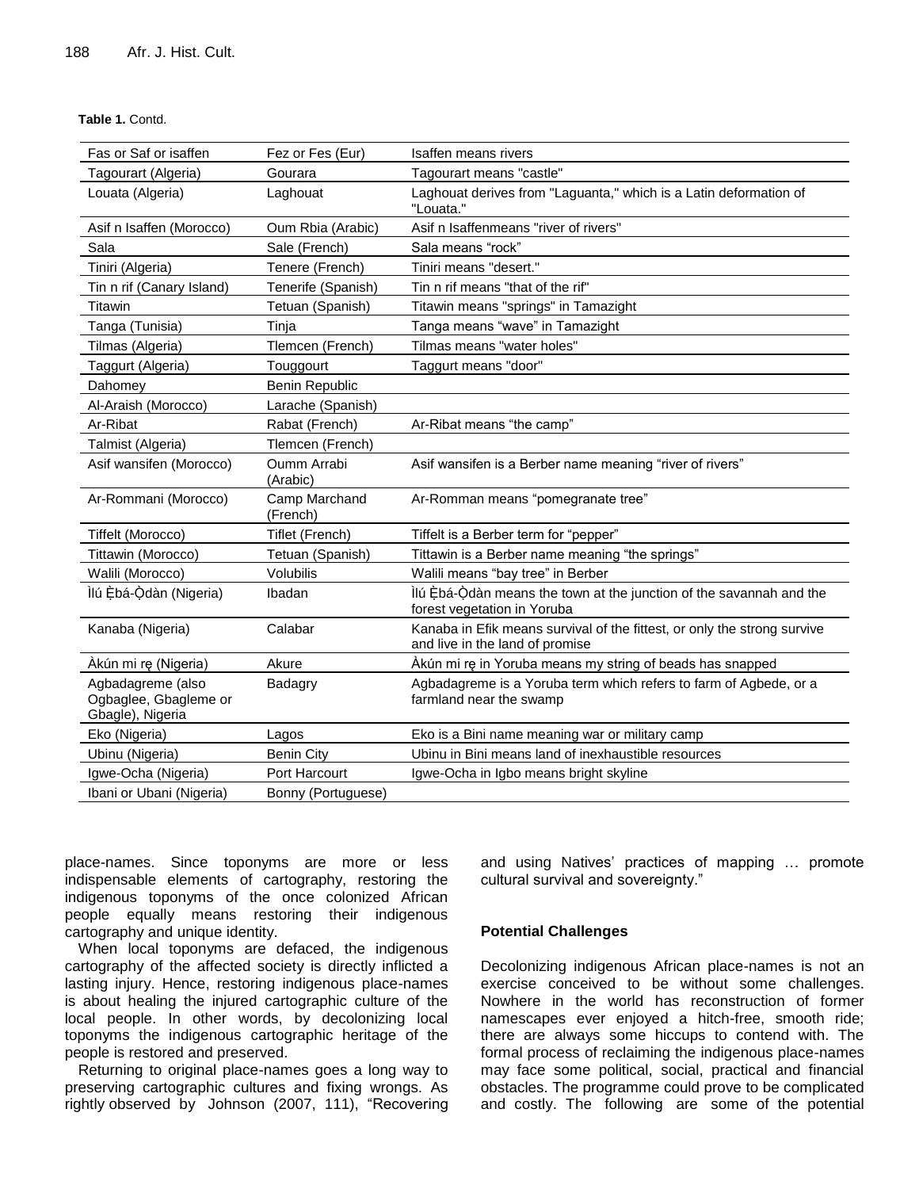**Table 1.** Contd.

| | | |
|---|---|---|
| Fas or Saf or isaffen | Fez or Fes (Eur) | Isaffen means rivers |
| Tagourart (Algeria) | Gourara | Tagourart means "castle" |
| Louata (Algeria) | Laghouat | Laghouat derives from "Laguanta," which is a Latin deformation of "Louata." |
| Asif n Isaffen (Morocco) | Oum Rbia (Arabic) | Asif n Isaffenmeans "river of rivers" |
| Sala | Sale (French) | Sala means "rock" |
| Tiniri (Algeria) | Tenere (French) | Tiniri means "desert." |
| Tin n rif (Canary Island) | Tenerife (Spanish) | Tin n rif means "that of the rif" |
| Titawin | Tetuan (Spanish) | Titawin means "springs" in Tamazight |
| Tanga (Tunisia) | Tinja | Tanga means "wave" in Tamazight |
| Tilmas (Algeria) | Tlemcen (French) | Tilmas means "water holes" |
| Taggurt (Algeria) | Touggourt | Taggurt means "door" |
| Dahomey | Benin Republic | |
| Al-Araish (Morocco) | Larache (Spanish) | |
| Ar-Ribat | Rabat (French) | Ar-Ribat means "the camp" |
| Talmist (Algeria) | Tlemcen (French) | |
| Asif wansifen (Morocco) | Oumm Arrabi (Arabic) | Asif wansifen is a Berber name meaning "river of rivers" |
| Ar-Rommani (Morocco) | Camp Marchand (French) | Ar-Romman means "pomegranate tree" |
| Tiffelt (Morocco) | Tiflet (French) | Tiffelt is a Berber term for "pepper" |
| Tittawin (Morocco) | Tetuan (Spanish) | Tittawin is a Berber name meaning "the springs" |
| Walili (Morocco) | Volubilis | Walili means "bay tree" in Berber |
| Ìlú Ẹ̀bá-Ọ̀dàn (Nigeria) | Ibadan | Ìlú Ẹ̀bá-Ọ̀dàn means the town at the junction of the savannah and the forest vegetation in Yoruba |
| Kanaba (Nigeria) | Calabar | Kanaba in Efik means survival of the fittest, or only the strong survive and live in the land of promise |
| Àkún mi rẹ (Nigeria) | Akure | Àkún mi rẹ in Yoruba means my string of beads has snapped |
| Agbadagreme (also Ogbaglee, Gbagleme or Gbagle), Nigeria | Badagry | Agbadagreme is a Yoruba term which refers to farm of Agbede, or a farmland near the swamp |
| Eko (Nigeria) | Lagos | Eko is a Bini name meaning war or military camp |
| Ubinu (Nigeria) | Benin City | Ubinu in Bini means land of inexhaustible resources |
| Igwe-Ocha (Nigeria) | Port Harcourt | Igwe-Ocha in Igbo means bright skyline |
| Ibani or Ubani (Nigeria) | Bonny (Portuguese) | |

place-names. Since toponyms are more or less indispensable elements of cartography, restoring the indigenous toponyms of the once colonized African people equally means restoring their indigenous cartography and unique identity.

When local toponyms are defaced, the indigenous cartography of the affected society is directly inflicted a lasting injury. Hence, restoring indigenous place-names is about healing the injured cartographic culture of the local people. In other words, by decolonizing local toponyms the indigenous cartographic heritage of the people is restored and preserved.

Returning to original place-names goes a long way to preserving cartographic cultures and fixing wrongs. As rightly observed by Johnson (2007, 111), "Recovering and using Natives' practices of mapping … promote cultural survival and sovereignty."

### Potential Challenges

Decolonizing indigenous African place-names is not an exercise conceived to be without some challenges. Nowhere in the world has reconstruction of former namescapes ever enjoyed a hitch-free, smooth ride; there are always some hiccups to contend with. The formal process of reclaiming the indigenous place-names may face some political, social, practical and financial obstacles. The programme could prove to be complicated and costly. The following are some of the potential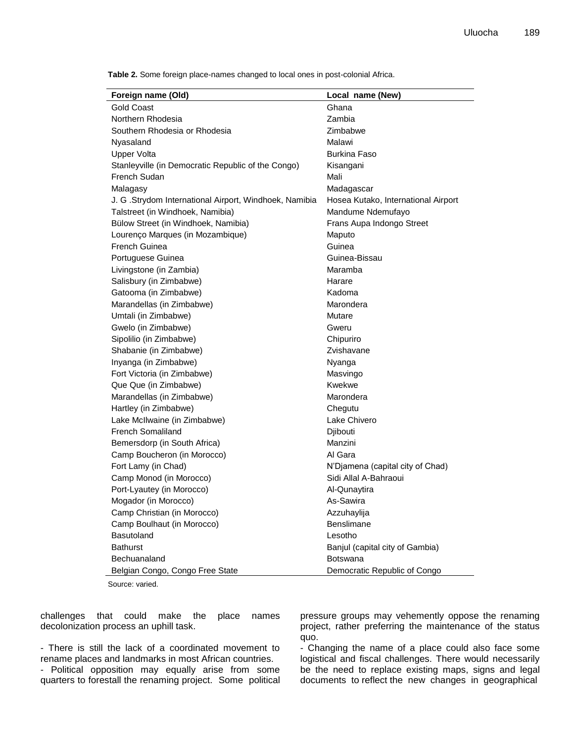**Table 2.** Some foreign place-names changed to local ones in post-colonial Africa.

| Foreign name (Old) | Local name (New) |
|---|---|
| Gold Coast | Ghana |
| Northern Rhodesia | Zambia |
| Southern Rhodesia or Rhodesia | Zimbabwe |
| Nyasaland | Malawi |
| Upper Volta | Burkina Faso |
| Stanleyville (in Democratic Republic of the Congo) | Kisangani |
| French Sudan | Mali |
| Malagasy | Madagascar |
| J. G .Strydom International Airport, Windhoek, Namibia | Hosea Kutako, International Airport |
| Talstreet (in Windhoek, Namibia) | Mandume Ndemufayo |
| Bülow Street (in Windhoek, Namibia) | Frans Aupa Indongo Street |
| Lourenço Marques (in Mozambique) | Maputo |
| French Guinea | Guinea |
| Portuguese Guinea | Guinea-Bissau |
| Livingstone (in Zambia) | Maramba |
| Salisbury (in Zimbabwe) | Harare |
| Gatooma (in Zimbabwe) | Kadoma |
| Marandellas (in Zimbabwe) | Marondera |
| Umtali (in Zimbabwe) | Mutare |
| Gwelo (in Zimbabwe) | Gweru |
| Sipolilio (in Zimbabwe) | Chipuriro |
| Shabanie (in Zimbabwe) | Zvishavane |
| Inyanga (in Zimbabwe) | Nyanga |
| Fort Victoria (in Zimbabwe) | Masvingo |
| Que Que (in Zimbabwe) | Kwekwe |
| Marandellas (in Zimbabwe) | Marondera |
| Hartley (in Zimbabwe) | Chegutu |
| Lake McIlwaine (in Zimbabwe) | Lake Chivero |
| French Somaliland | Djibouti |
| Bemersdorp (in South Africa) | Manzini |
| Camp Boucheron (in Morocco) | Al Gara |
| Fort Lamy (in Chad) | N'Djamena (capital city of Chad) |
| Camp Monod (in Morocco) | Sidi Allal A-Bahraoui |
| Port-Lyautey (in Morocco) | Al-Qunaytira |
| Mogador (in Morocco) | As-Sawira |
| Camp Christian (in Morocco) | Azzuhaylija |
| Camp Boulhaut (in Morocco) | Benslimane |
| Basutoland | Lesotho |
| Bathurst | Banjul (capital city of Gambia) |
| Bechuanaland | Botswana |
| Belgian Congo, Congo Free State | Democratic Republic of Congo |

Source: varied.

challenges that could make the place names decolonization process an uphill task.

- There is still the lack of a coordinated movement to rename places and landmarks in most African countries.
- Political opposition may equally arise from some quarters to forestall the renaming project. Some political pressure groups may vehemently oppose the renaming project, rather preferring the maintenance of the status quo.
- Changing the name of a place could also face some logistical and fiscal challenges. There would necessarily be the need to replace existing maps, signs and legal documents to reflect the new changes in geographical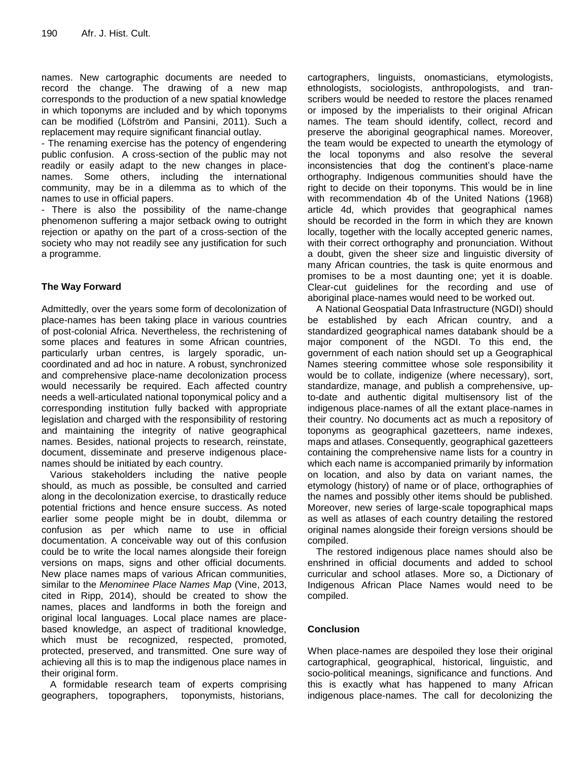names. New cartographic documents are needed to record the change. The drawing of a new map corresponds to the production of a new spatial knowledge in which toponyms are included and by which toponyms can be modified (Löfström and Pansini, 2011). Such a replacement may require significant financial outlay.

- The renaming exercise has the potency of engendering public confusion. A cross-section of the public may not readily or easily adapt to the new changes in place-names. Some others, including the international community, may be in a dilemma as to which of the names to use in official papers.
- There is also the possibility of the name-change phenomenon suffering a major setback owing to outright rejection or apathy on the part of a cross-section of the society who may not readily see any justification for such a programme.

## The Way Forward

Admittedly, over the years some form of decolonization of place-names has been taking place in various countries of post-colonial Africa. Nevertheless, the rechristening of some places and features in some African countries, particularly urban centres, is largely sporadic, uncoordinated and ad hoc in nature. A robust, synchronized and comprehensive place-name decolonization process would necessarily be required. Each affected country needs a well-articulated national toponymical policy and a corresponding institution fully backed with appropriate legislation and charged with the responsibility of restoring and maintaining the integrity of native geographical names. Besides, national projects to research, reinstate, document, disseminate and preserve indigenous place-names should be initiated by each country.

Various stakeholders including the native people should, as much as possible, be consulted and carried along in the decolonization exercise, to drastically reduce potential frictions and hence ensure success. As noted earlier some people might be in doubt, dilemma or confusion as per which name to use in official documentation. A conceivable way out of this confusion could be to write the local names alongside their foreign versions on maps, signs and other official documents. New place names maps of various African communities, similar to the *Menominee Place Names Map* (Vine, 2013, cited in Ripp, 2014), should be created to show the names, places and landforms in both the foreign and original local languages. Local place names are place-based knowledge, an aspect of traditional knowledge, which must be recognized, respected, promoted, protected, preserved, and transmitted. One sure way of achieving all this is to map the indigenous place names in their original form.

A formidable research team of experts comprising geographers, topographers, toponymists, historians, cartographers, linguists, onomasticians, etymologists, ethnologists, sociologists, anthropologists, and transcribers would be needed to restore the places renamed or imposed by the imperialists to their original African names. The team should identify, collect, record and preserve the aboriginal geographical names. Moreover, the team would be expected to unearth the etymology of the local toponyms and also resolve the several inconsistencies that dog the continent's place-name orthography. Indigenous communities should have the right to decide on their toponyms. This would be in line with recommendation 4b of the United Nations (1968) article 4d, which provides that geographical names should be recorded in the form in which they are known locally, together with the locally accepted generic names, with their correct orthography and pronunciation. Without a doubt, given the sheer size and linguistic diversity of many African countries, the task is quite enormous and promises to be a most daunting one; yet it is doable. Clear-cut guidelines for the recording and use of aboriginal place-names would need to be worked out.

A National Geospatial Data Infrastructure (NGDI) should be established by each African country, and a standardized geographical names databank should be a major component of the NGDI. To this end, the government of each nation should set up a Geographical Names steering committee whose sole responsibility it would be to collate, indigenize (where necessary), sort, standardize, manage, and publish a comprehensive, up-to-date and authentic digital multisensory list of the indigenous place-names of all the extant place-names in their country. No documents act as much a repository of toponyms as geographical gazetteers, name indexes, maps and atlases. Consequently, geographical gazetteers containing the comprehensive name lists for a country in which each name is accompanied primarily by information on location, and also by data on variant names, the etymology (history) of name or of place, orthographies of the names and possibly other items should be published. Moreover, new series of large-scale topographical maps as well as atlases of each country detailing the restored original names alongside their foreign versions should be compiled.

The restored indigenous place names should also be enshrined in official documents and added to school curricular and school atlases. More so, a Dictionary of Indigenous African Place Names would need to be compiled.

## Conclusion

When place-names are despoiled they lose their original cartographical, geographical, historical, linguistic, and socio-political meanings, significance and functions. And this is exactly what has happened to many African indigenous place-names. The call for decolonizing the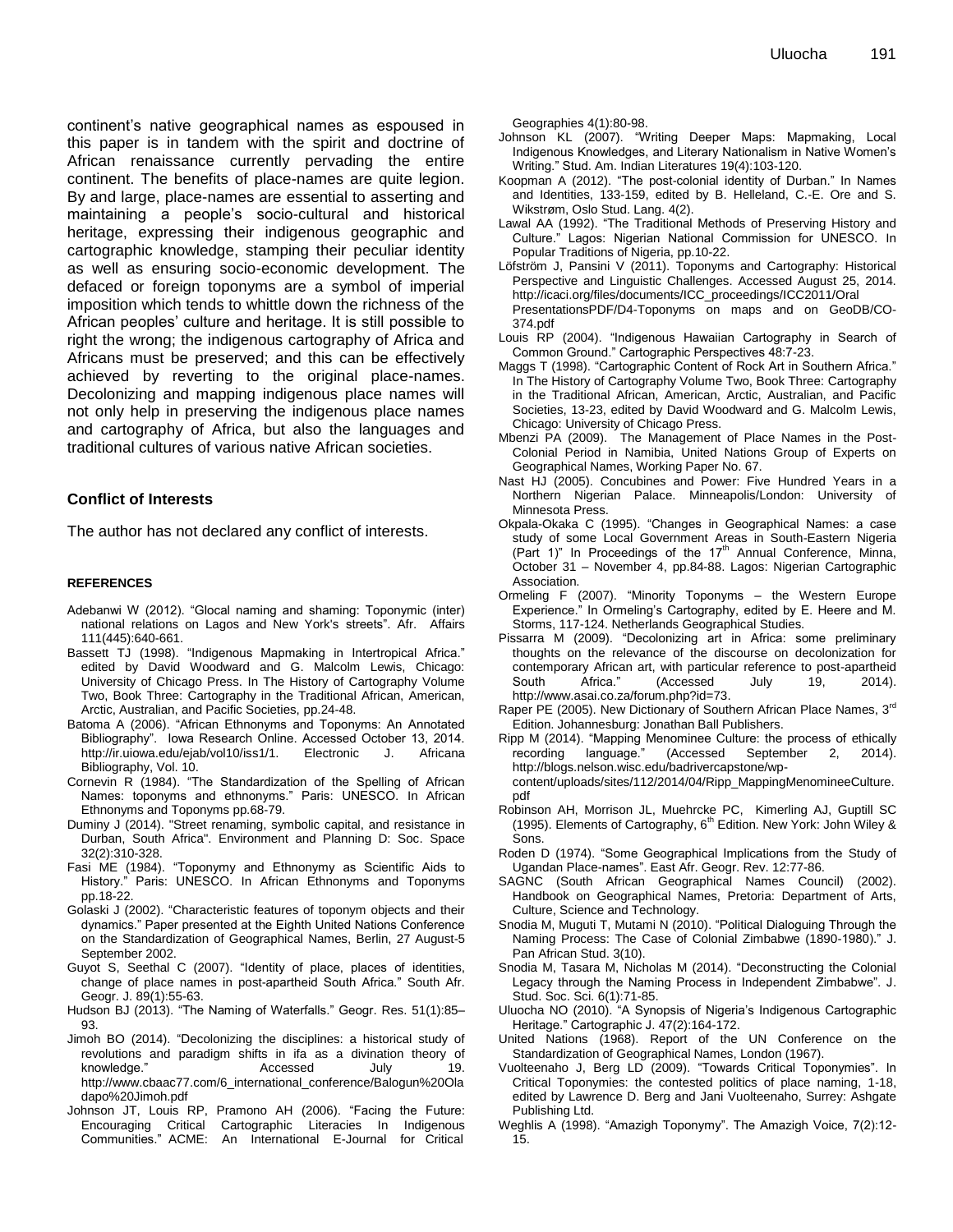continent's native geographical names as espoused in this paper is in tandem with the spirit and doctrine of African renaissance currently pervading the entire continent. The benefits of place-names are quite legion. By and large, place-names are essential to asserting and maintaining a people's socio-cultural and historical heritage, expressing their indigenous geographic and cartographic knowledge, stamping their peculiar identity as well as ensuring socio-economic development. The defaced or foreign toponyms are a symbol of imperial imposition which tends to whittle down the richness of the African peoples' culture and heritage. It is still possible to right the wrong; the indigenous cartography of Africa and Africans must be preserved; and this can be effectively achieved by reverting to the original place-names. Decolonizing and mapping indigenous place names will not only help in preserving the indigenous place names and cartography of Africa, but also the languages and traditional cultures of various native African societies.

## Conflict of Interests

The author has not declared any conflict of interests.

### REFERENCES

Adebanwi W (2012). "Glocal naming and shaming: Toponymic (inter) national relations on Lagos and New York's streets". Afr. Affairs 111(445):640-661.

Bassett TJ (1998). "Indigenous Mapmaking in Intertropical Africa." edited by David Woodward and G. Malcolm Lewis, Chicago: University of Chicago Press. In The History of Cartography Volume Two, Book Three: Cartography in the Traditional African, American, Arctic, Australian, and Pacific Societies, pp.24-48.

Batoma A (2006). "African Ethnonyms and Toponyms: An Annotated Bibliography". Iowa Research Online. Accessed October 13, 2014. http://ir.uiowa.edu/ejab/vol10/iss1/1. Electronic J. Africana Bibliography, Vol. 10.

Cornevin R (1984). "The Standardization of the Spelling of African Names: toponyms and ethnonyms." Paris: UNESCO. In African Ethnonyms and Toponyms pp.68-79.

Duminy J (2014). "Street renaming, symbolic capital, and resistance in Durban, South Africa". Environment and Planning D: Soc. Space 32(2):310-328.

Fasi ME (1984). "Toponymy and Ethnonymy as Scientific Aids to History." Paris: UNESCO. In African Ethnonyms and Toponyms pp.18-22.

Golaski J (2002). "Characteristic features of toponym objects and their dynamics." Paper presented at the Eighth United Nations Conference on the Standardization of Geographical Names, Berlin, 27 August-5 September 2002.

Guyot S, Seethal C (2007). "Identity of place, places of identities, change of place names in post-apartheid South Africa." South Afr. Geogr. J. 89(1):55-63.

Hudson BJ (2013). "The Naming of Waterfalls." Geogr. Res. 51(1):85–93.

Jimoh BO (2014). "Decolonizing the disciplines: a historical study of revolutions and paradigm shifts in ifa as a divination theory of knowledge." Accessed July 19. http://www.cbaac77.com/6_international_conference/Balogun%20Oladapo%20Jimoh.pdf

Johnson JT, Louis RP, Pramono AH (2006). "Facing the Future: Encouraging Critical Cartographic Literacies In Indigenous Communities." ACME: An International E-Journal for Critical Geographies 4(1):80-98.

Johnson KL (2007). "Writing Deeper Maps: Mapmaking, Local Indigenous Knowledges, and Literary Nationalism in Native Women's Writing." Stud. Am. Indian Literatures 19(4):103-120.

Koopman A (2012). "The post-colonial identity of Durban." In Names and Identities, 133-159, edited by B. Helleland, C.-E. Ore and S. Wikstrøm, Oslo Stud. Lang. 4(2).

Lawal AA (1992). "The Traditional Methods of Preserving History and Culture." Lagos: Nigerian National Commission for UNESCO. In Popular Traditions of Nigeria, pp.10-22.

Löfström J, Pansini V (2011). Toponyms and Cartography: Historical Perspective and Linguistic Challenges. Accessed August 25, 2014. http://icaci.org/files/documents/ICC_proceedings/ICC2011/Oral PresentationsPDF/D4-Toponyms on maps and on GeoDB/CO-374.pdf

Louis RP (2004). "Indigenous Hawaiian Cartography in Search of Common Ground." Cartographic Perspectives 48:7-23.

Maggs T (1998). "Cartographic Content of Rock Art in Southern Africa." In The History of Cartography Volume Two, Book Three: Cartography in the Traditional African, American, Arctic, Australian, and Pacific Societies, 13-23, edited by David Woodward and G. Malcolm Lewis, Chicago: University of Chicago Press.

Mbenzi PA (2009). The Management of Place Names in the Post-Colonial Period in Namibia, United Nations Group of Experts on Geographical Names, Working Paper No. 67.

Nast HJ (2005). Concubines and Power: Five Hundred Years in a Northern Nigerian Palace. Minneapolis/London: University of Minnesota Press.

Okpala-Okaka C (1995). "Changes in Geographical Names: a case study of some Local Government Areas in South-Eastern Nigeria (Part 1)" In Proceedings of the 17th Annual Conference, Minna, October 31 – November 4, pp.84-88. Lagos: Nigerian Cartographic Association.

Ormeling F (2007). "Minority Toponyms – the Western Europe Experience." In Ormeling's Cartography, edited by E. Heere and M. Storms, 117-124. Netherlands Geographical Studies.

Pissarra M (2009). "Decolonizing art in Africa: some preliminary thoughts on the relevance of the discourse on decolonization for contemporary African art, with particular reference to post-apartheid South Africa." (Accessed July 19, 2014). http://www.asai.co.za/forum.php?id=73.

Raper PE (2005). New Dictionary of Southern African Place Names, 3rd Edition. Johannesburg: Jonathan Ball Publishers.

Ripp M (2014). "Mapping Menominee Culture: the process of ethically recording language." (Accessed September 2, 2014). http://blogs.nelson.wisc.edu/badrivercapstone/wp-content/uploads/sites/112/2014/04/Ripp_MappingMenomineeCulture.pdf

Robinson AH, Morrison JL, Muehrcke PC, Kimerling AJ, Guptill SC (1995). Elements of Cartography, 6th Edition. New York: John Wiley & Sons.

Roden D (1974). "Some Geographical Implications from the Study of Ugandan Place-names". East Afr. Geogr. Rev. 12:77-86.

SAGNC (South African Geographical Names Council) (2002). Handbook on Geographical Names, Pretoria: Department of Arts, Culture, Science and Technology.

Snodia M, Muguti T, Mutami N (2010). "Political Dialoguing Through the Naming Process: The Case of Colonial Zimbabwe (1890-1980)." J. Pan African Stud. 3(10).

Snodia M, Tasara M, Nicholas M (2014). "Deconstructing the Colonial Legacy through the Naming Process in Independent Zimbabwe". J. Stud. Soc. Sci. 6(1):71-85.

Uluocha NO (2010). "A Synopsis of Nigeria's Indigenous Cartographic Heritage." Cartographic J. 47(2):164-172.

United Nations (1968). Report of the UN Conference on the Standardization of Geographical Names, London (1967).

Vuolteenaho J, Berg LD (2009). "Towards Critical Toponymies". In Critical Toponymies: the contested politics of place naming, 1-18, edited by Lawrence D. Berg and Jani Vuolteenaho, Surrey: Ashgate Publishing Ltd.

Weghlis A (1998). "Amazigh Toponymy". The Amazigh Voice, 7(2):12-15.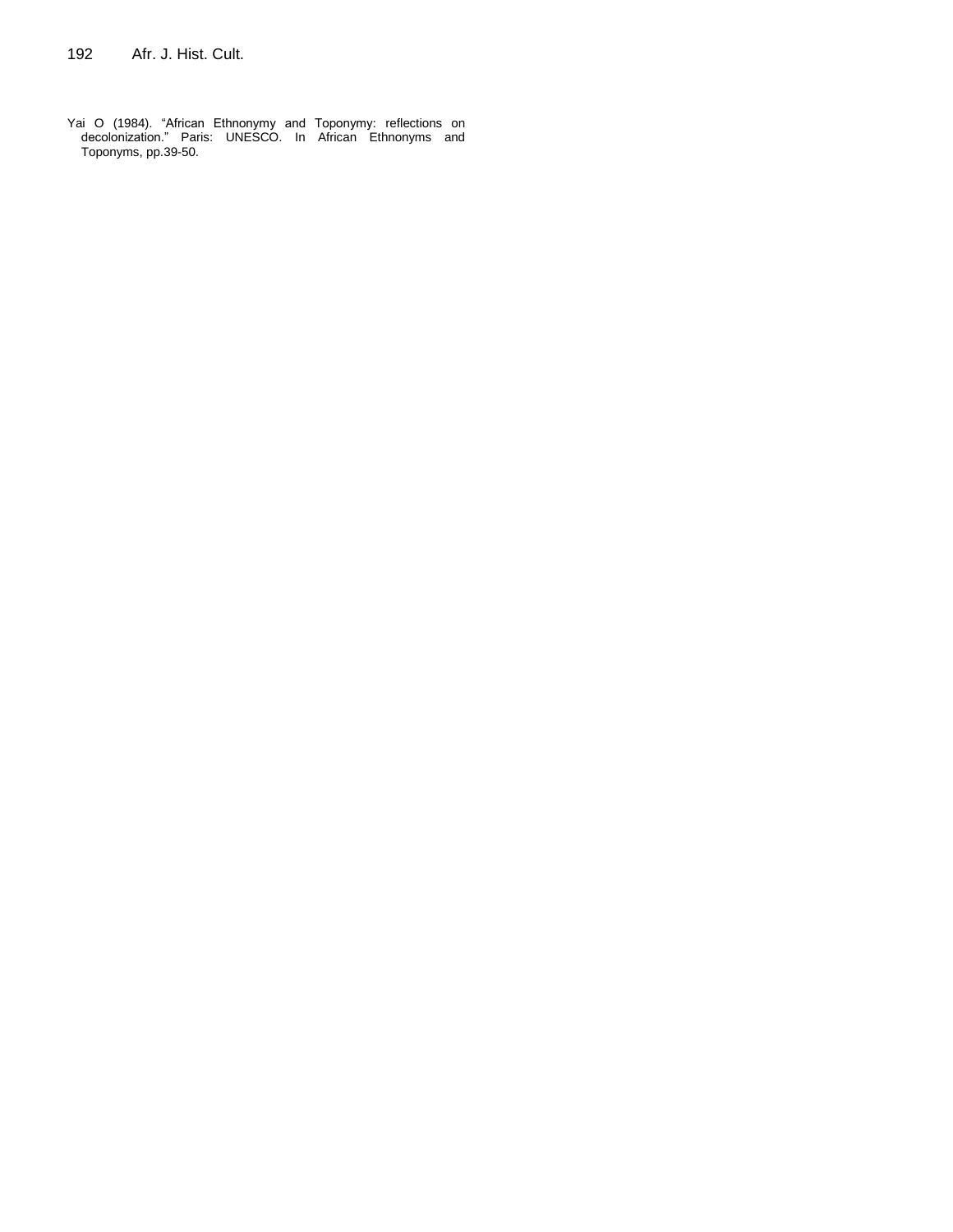Yai O (1984). “African Ethnonymy and Toponymy: reflections on decolonization.” Paris: UNESCO. In African Ethnonyms and Toponyms, pp.39-50.